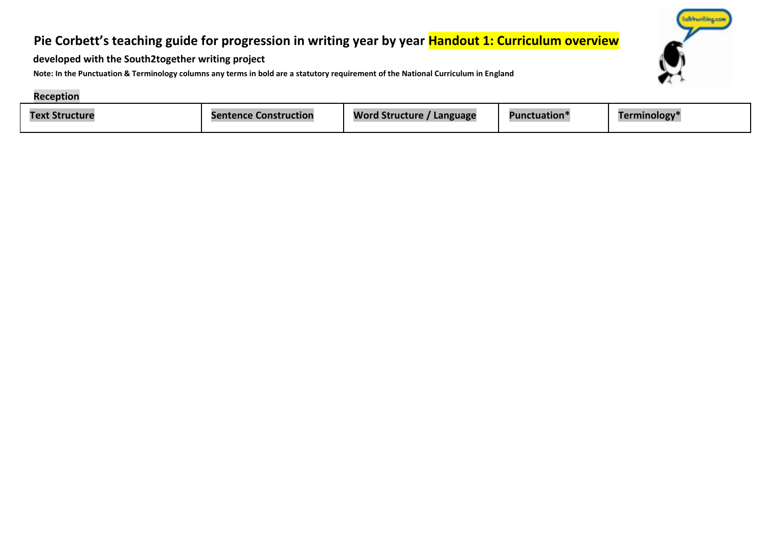# Pie Corbett's teaching guide for progression in writing year by year Handout 1: Curriculum overview

**developed with the South2together writing project**

**Note: In the Punctuation & Terminology columns any terms in bold are a statutory requirement of the National Curriculum in England**

**Reception**

| Text Structure | Sentence Construction | Word Structure / Language | Punctuation* | Terminology* |
| --- | --- | --- | --- | --- |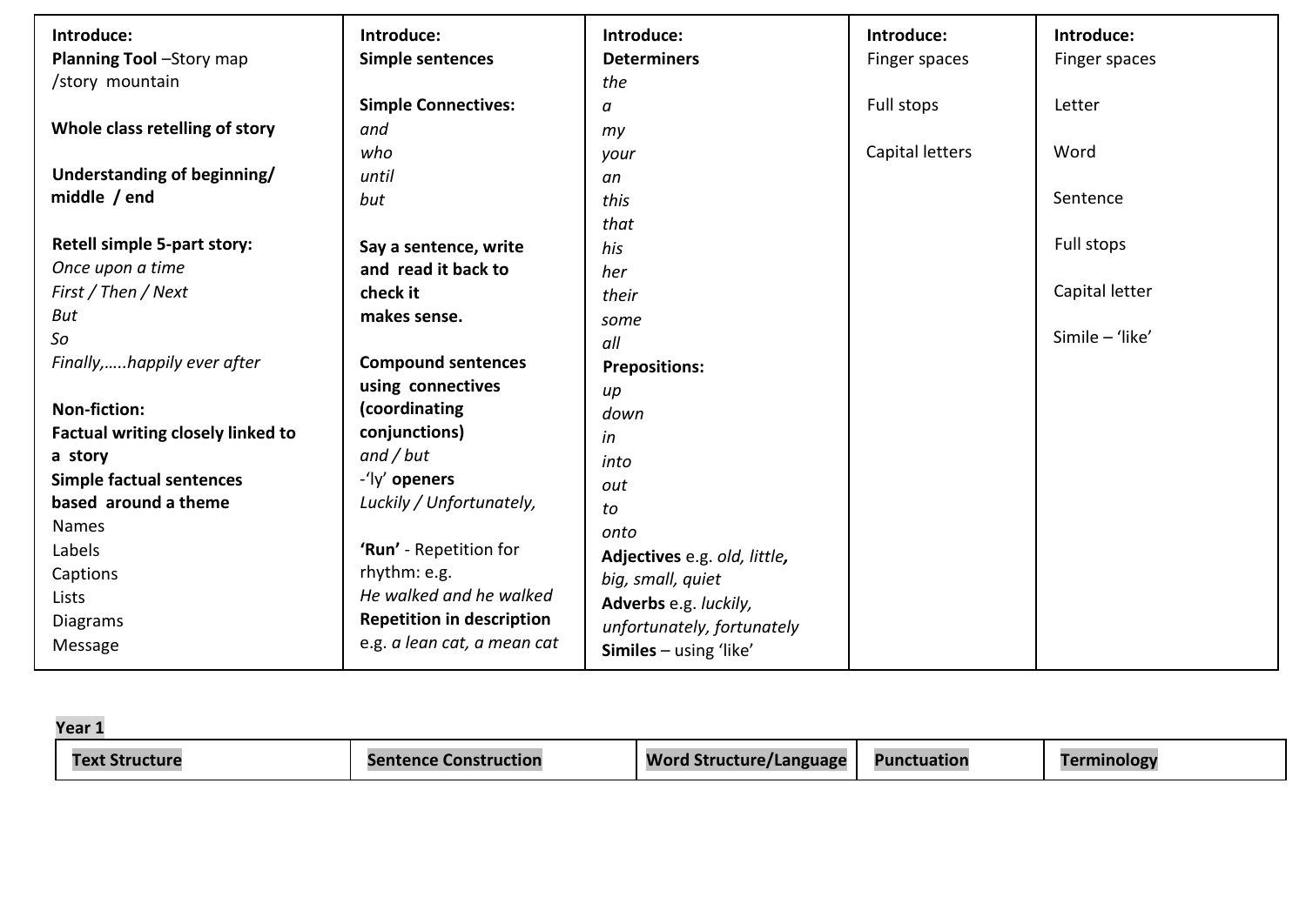| | | | | |
|---|---|---|---|---|
| **Introduce:**<br>**Planning Tool** –Story map /story mountain<br><br>**Whole class retelling of story**<br><br>**Understanding of beginning/ middle / end**<br><br>**Retell simple 5-part story:**<br>*Once upon a time*<br>*First / Then / Next*<br>*But*<br>*So*<br>*Finally,…..happily ever after*<br><br>**Non-fiction:**<br>**Factual writing closely linked to a story**<br>**Simple factual sentences based around a theme**<br>Names<br>Labels<br>Captions<br>Lists<br>Diagrams<br>Message | **Introduce:**<br>**Simple sentences**<br><br>**Simple Connectives:**<br>*and*<br>*who*<br>*until*<br>*but*<br><br>**Say a sentence, write and read it back to check it makes sense.**<br><br>**Compound sentences using connectives (coordinating conjunctions)**<br>*and / but*<br>-'ly' **openers**<br>*Luckily / Unfortunately,*<br><br>**'Run'** - Repetition for rhythm: e.g.<br>*He walked and he walked*<br>**Repetition in description**<br>e.g. *a lean cat, a mean cat* | **Introduce:**<br>**Determiners**<br>*the*<br>*a*<br>*my*<br>*your*<br>*an*<br>*this*<br>*that*<br>*his*<br>*her*<br>*their*<br>*some*<br>*all*<br>**Prepositions:**<br>*up*<br>*down*<br>*in*<br>*into*<br>*out*<br>*to*<br>*onto*<br>**Adjectives** e.g. *old, little, big, small, quiet*<br>**Adverbs** e.g. *luckily, unfortunately, fortunately*<br>**Similes** – using 'like' | **Introduce:**<br>Finger spaces<br><br>Full stops<br><br>Capital letters | **Introduce:**<br>Finger spaces<br><br>Letter<br><br>Word<br><br>Sentence<br><br>Full stops<br><br>Capital letter<br><br>Simile – 'like' |

**Year 1**

| Text Structure | Sentence Construction | Word Structure/Language | Punctuation | Terminology |
|---|---|---|---|---|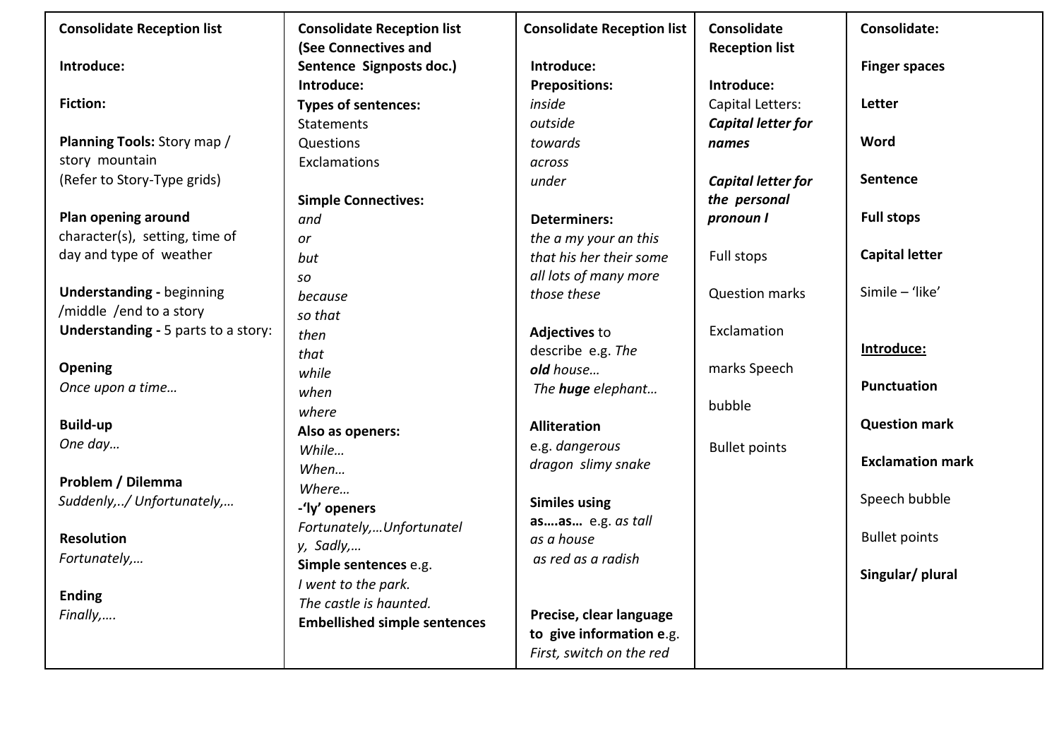| Consolidate Reception list | Consolidate Reception list (See Connectives and Sentence Signposts doc.) | Consolidate Reception list | Consolidate Reception list | Consolidate: |
|---|---|---|---|---|
| **Introduce:**<br><br>**Fiction:**<br><br>**Planning Tools:** Story map / story mountain (Refer to Story-Type grids)<br><br>**Plan opening around** character(s), setting, time of day and type of weather<br><br>**Understanding -** beginning /middle /end to a story<br>**Understanding -** 5 parts to a story:<br><br>**Opening**<br>*Once upon a time…*<br><br>**Build-up**<br>*One day…*<br><br>**Problem / Dilemma**<br>*Suddenly,../ Unfortunately,…*<br><br>**Resolution**<br>*Fortunately,…*<br><br>**Ending**<br>*Finally,….* | **Introduce:**<br>**Types of sentences:**<br>Statements<br>Questions<br>Exclamations<br><br>**Simple Connectives:**<br>*and*<br>*or*<br>*but*<br>*so*<br>*because*<br>*so that*<br>*then*<br>*that*<br>*while*<br>*when*<br>*where*<br>**Also as openers:**<br>*While…*<br>*When…*<br>*Where…*<br>**-'ly' openers**<br>*Fortunately,…Unfortunately, Sadly,…*<br>**Simple sentences** e.g.<br>*I went to the park.*<br>*The castle is haunted.*<br>**Embellished simple sentences** | **Introduce:**<br>**Prepositions:**<br>*inside*<br>*outside*<br>*towards*<br>*across*<br>*under*<br><br>**Determiners:**<br>*the a my your an this that his her their some all lots of many more those these*<br><br>**Adjectives** to describe e.g. *The **old** house…*<br>*The **huge** elephant…*<br><br>**Alliteration**<br>e.g. *dangerous dragon slimy snake*<br><br>**Similes using as….as…** e.g. *as tall as a house*<br>*as red as a radish*<br><br>**Precise, clear language to give information e**.g.<br>*First, switch on the red* | **Introduce:**<br>Capital Letters:<br>***Capital letter for names***<br><br>***Capital letter for the personal pronoun I***<br><br>Full stops<br><br>Question marks<br><br>Exclamation<br><br>marks Speech<br><br>bubble<br><br>Bullet points | **Finger spaces**<br><br>**Letter**<br><br>**Word**<br><br>**Sentence**<br><br>**Full stops**<br><br>**Capital letter**<br><br>Simile – 'like'<br><br>**Introduce:**<br><br>**Punctuation**<br><br>**Question mark**<br><br>**Exclamation mark**<br><br>Speech bubble<br><br>Bullet points<br><br>**Singular/ plural** |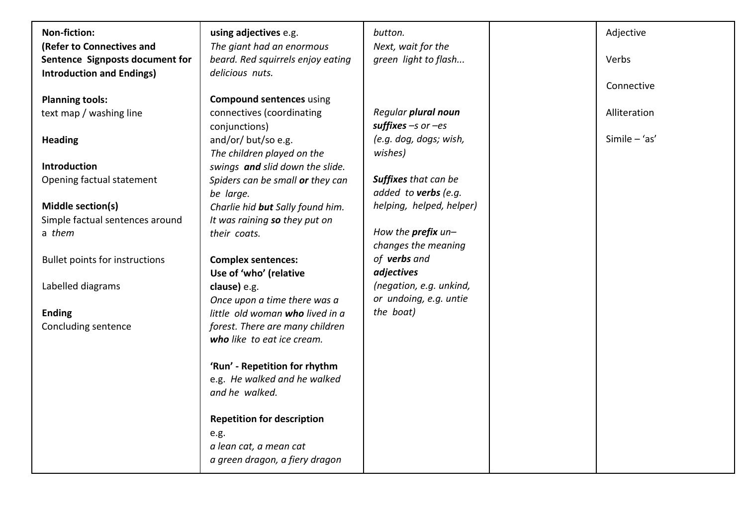| | | | | |
|---|---|---|---|---|
| **Non-fiction:**<br>**(Refer to Connectives and Sentence Signposts document for Introduction and Endings)**<br><br>**Planning tools:**<br>text map / washing line<br><br>**Heading**<br><br>**Introduction**<br>Opening factual statement<br><br>**Middle section(s)**<br>Simple factual sentences around a *them*<br><br>Bullet points for instructions<br><br>Labelled diagrams<br><br>**Ending**<br>Concluding sentence | **using adjectives** e.g.<br>*The giant had an enormous beard. Red squirrels enjoy eating delicious nuts.*<br><br>**Compound sentences** using connectives (coordinating conjunctions)<br>and/or/ but/so e.g.<br>*The children played on the swings* ***and*** *slid down the slide.*<br>*Spiders can be small* ***or*** *they can be large.*<br>*Charlie hid* ***but*** *Sally found him.*<br>*It was raining* ***so*** *they put on their coats.*<br><br>**Complex sentences:**<br>**Use of 'who' (relative clause)** e.g.<br>*Once upon a time there was a little old woman* ***who*** *lived in a forest. There are many children* ***who*** *like to eat ice cream.*<br><br>**'Run' - Repetition for rhythm**<br>e.g. *He walked and he walked and he walked.*<br><br>**Repetition for description**<br>e.g.<br>*a lean cat, a mean cat*<br>*a green dragon, a fiery dragon* | *button.*<br>*Next, wait for the green light to flash...*<br><br>*Regular* ***plural noun suffixes*** *–s or –es (e.g. dog, dogs; wish, wishes)*<br><br>***Suffixes*** *that can be added to* ***verbs*** *(e.g. helping, helped, helper)*<br><br>*How the* ***prefix*** *un– changes the meaning of* ***verbs*** *and* ***adjectives*** *(negation, e.g. unkind, or undoing, e.g. untie the boat)* | | Adjective<br><br>Verbs<br><br>Connective<br><br>Alliteration<br><br>Simile – 'as' |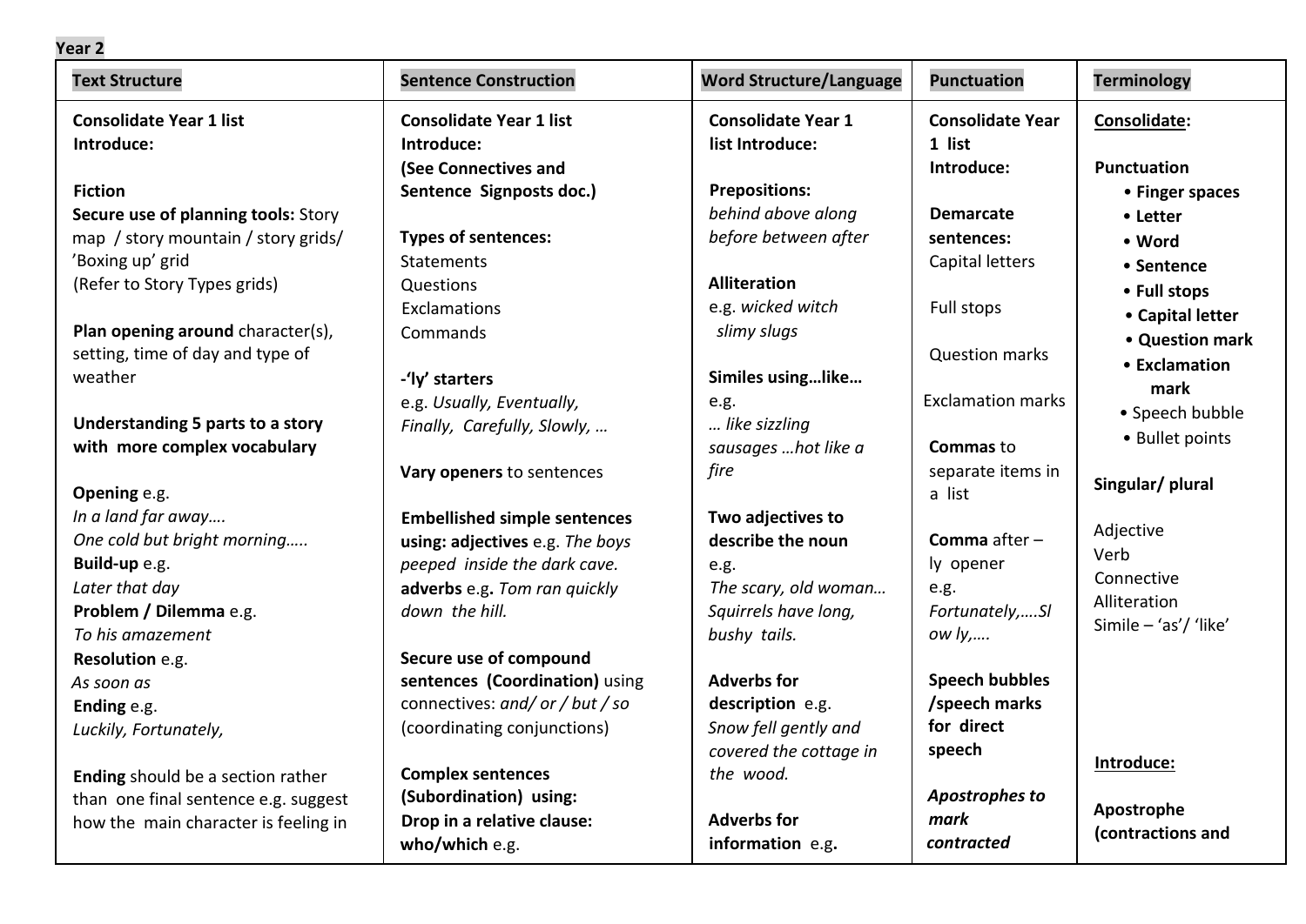**Year 2**

| Text Structure | Sentence Construction | Word Structure/Language | Punctuation | Terminology |
|---|---|---|---|---|
| **Consolidate Year 1 list**<br>**Introduce:**<br><br>**Fiction**<br>**Secure use of planning tools:** Story map / story mountain / story grids/ 'Boxing up' grid<br>(Refer to Story Types grids)<br><br>**Plan opening around** character(s), setting, time of day and type of weather<br><br>**Understanding 5 parts to a story with more complex vocabulary**<br><br>**Opening** e.g.<br>*In a land far away….*<br>*One cold but bright morning…..*<br>**Build-up** e.g.<br>*Later that day*<br>**Problem / Dilemma** e.g.<br>*To his amazement*<br>**Resolution** e.g.<br>*As soon as*<br>**Ending** e.g.<br>*Luckily, Fortunately,*<br><br>**Ending** should be a section rather than one final sentence e.g. suggest how the main character is feeling in | **Consolidate Year 1 list**<br>**Introduce:**<br>**(See Connectives and Sentence Signposts doc.)**<br><br>**Types of sentences:**<br>Statements<br>Questions<br>Exclamations<br>Commands<br><br>**-'ly' starters**<br>e.g. *Usually, Eventually, Finally, Carefully, Slowly, …*<br><br>**Vary openers** to sentences<br><br>**Embellished simple sentences using: adjectives** e.g. *The boys peeped inside the dark cave.*<br>**adverbs** e.g. *Tom ran quickly down the hill.*<br><br>**Secure use of compound sentences (Coordination)** using connectives: *and/ or / but / so* (coordinating conjunctions)<br><br>**Complex sentences (Subordination) using:**<br>**Drop in a relative clause: who/which** e.g. | **Consolidate Year 1 list Introduce:**<br><br>**Prepositions:**<br>*behind above along before between after*<br><br>**Alliteration**<br>e.g. *wicked witch slimy slugs*<br><br>**Similes using…like…**<br>e.g.<br>*… like sizzling sausages …hot like a fire*<br><br>**Two adjectives to describe the noun**<br>e.g.<br>*The scary, old woman… Squirrels have long, bushy tails.*<br><br>**Adverbs for description** e.g.<br>*Snow fell gently and covered the cottage in the wood.*<br><br>**Adverbs for information** e.g. | **Consolidate Year 1 list**<br>**Introduce:**<br><br>**Demarcate sentences:**<br>Capital letters<br><br>Full stops<br><br>Question marks<br><br>Exclamation marks<br><br>**Commas** to separate items in a list<br><br>**Comma** after –ly opener<br>e.g.<br>*Fortunately,….Slowly,….*<br><br>**Speech bubbles /speech marks for direct speech**<br><br>***Apostrophes to mark contracted*** | **Consolidate:**<br><br>**Punctuation**<br>• **Finger spaces**<br>• **Letter**<br>• **Word**<br>• **Sentence**<br>• **Full stops**<br>• **Capital letter**<br>• **Question mark**<br>• **Exclamation mark**<br>• Speech bubble<br>• Bullet points<br><br>**Singular/ plural**<br><br>Adjective<br>Verb<br>Connective<br>Alliteration<br>Simile – 'as'/ 'like'<br><br>**Introduce:**<br><br>**Apostrophe (contractions and** |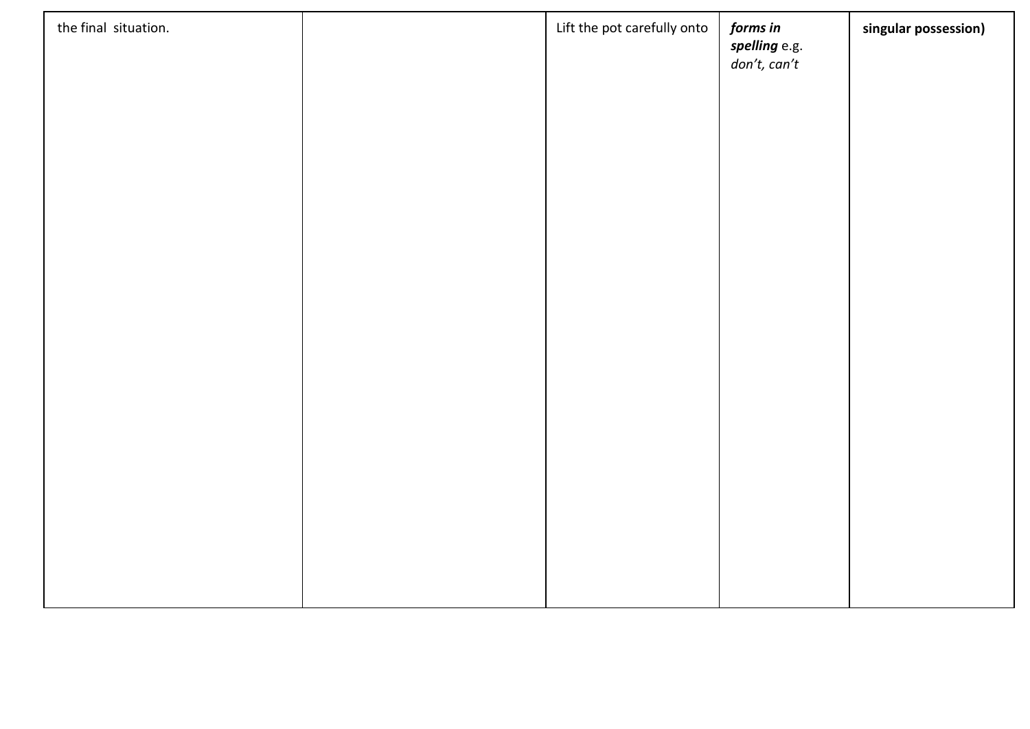| | | | | |
|---|---|---|---|---|
| the final situation. | | Lift the pot carefully onto | ***forms in spelling*** e.g. *don't, can't* | **singular possession)** |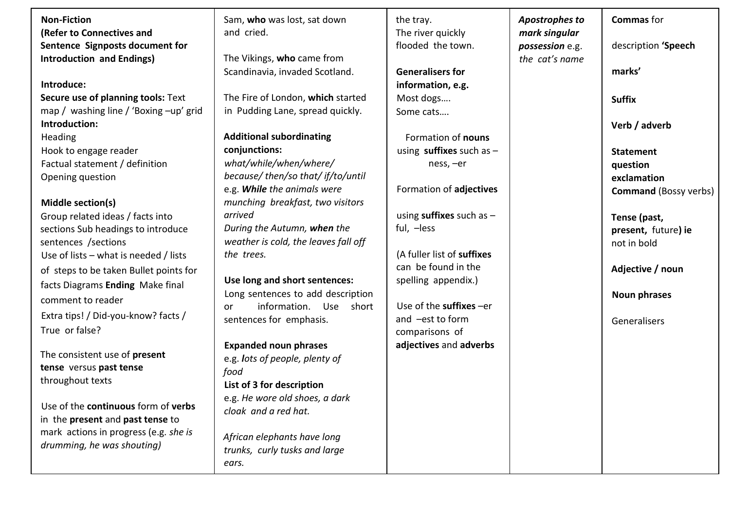| | | | | |
|---|---|---|---|---|
| **Non-Fiction**<br>**(Refer to Connectives and Sentence Signposts document for Introduction and Endings)**<br><br>**Introduce:**<br>**Secure use of planning tools:** Text map / washing line / 'Boxing –up' grid<br>**Introduction:**<br>Heading<br>Hook to engage reader<br>Factual statement / definition<br>Opening question<br><br>**Middle section(s)**<br>Group related ideas / facts into sections Sub headings to introduce sentences /sections<br>Use of lists – what is needed / lists of steps to be taken Bullet points for facts Diagrams **Ending** Make final comment to reader<br>Extra tips! / Did-you-know? facts / True or false?<br><br>The consistent use of **present tense** versus **past tense** throughout texts<br><br>Use of the **continuous** form of **verbs** in the **present** and **past tense** to mark actions in progress (e.g. *she is drumming, he was shouting)* | Sam, **who** was lost, sat down and cried.<br><br>The Vikings, **who** came from Scandinavia, invaded Scotland.<br><br>The Fire of London, **which** started in Pudding Lane, spread quickly.<br><br>**Additional subordinating conjunctions:**<br>*what/while/when/where/ because/ then/so that/ if/to/until*<br>e.g. ***While*** *the animals were munching breakfast, two visitors arrived*<br>*During the Autumn,* ***when*** *the weather is cold, the leaves fall off the trees.*<br><br>**Use long and short sentences:**<br>Long sentences to add description or information. Use short sentences for emphasis.<br><br>**Expanded noun phrases**<br>e.g. ***l****ots of people, plenty of food*<br>**List of 3 for description**<br>e.g. *He wore old shoes, a dark cloak and a red hat.*<br><br>*African elephants have long trunks, curly tusks and large ears.* | the tray.<br>The river quickly flooded the town.<br><br>**Generalisers for information, e.g.**<br>Most dogs….<br>Some cats….<br><br>Formation of **nouns** using **suffixes** such as –ness, –er<br><br>Formation of **adjectives**<br><br>using **suffixes** such as –ful, –less<br><br>(A fuller list of **suffixes** can be found in the spelling appendix.)<br><br>Use of the **suffixes** –er and –est to form comparisons of **adjectives** and **adverbs** | ***Apostrophes to mark singular possession*** e.g. *the cat's name* | **Commas** for<br><br>description **'Speech marks'**<br><br>**Suffix**<br><br>**Verb / adverb**<br><br>**Statement**<br>**question**<br>**exclamation**<br>**Command** (Bossy verbs)<br><br>**Tense (past, present,** future**) ie** not in bold<br><br>**Adjective / noun**<br><br>**Noun phrases**<br><br>Generalisers |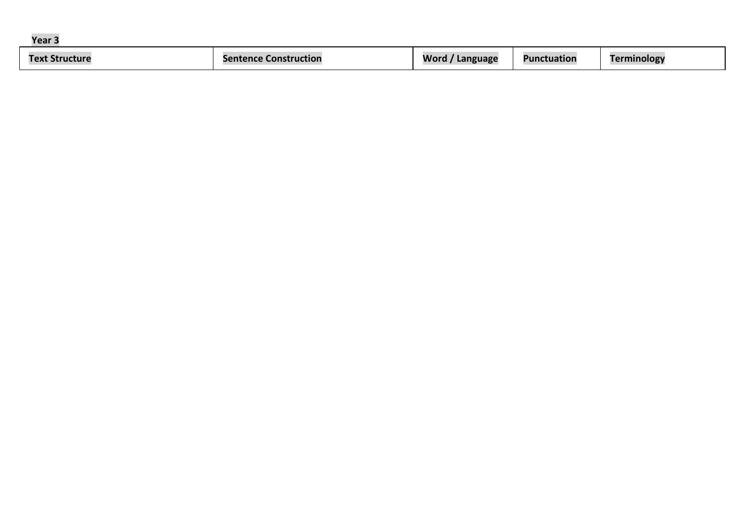**Year 3**

| Text Structure | Sentence Construction | Word / Language | Punctuation | Terminology |
| --- | --- | --- | --- | --- |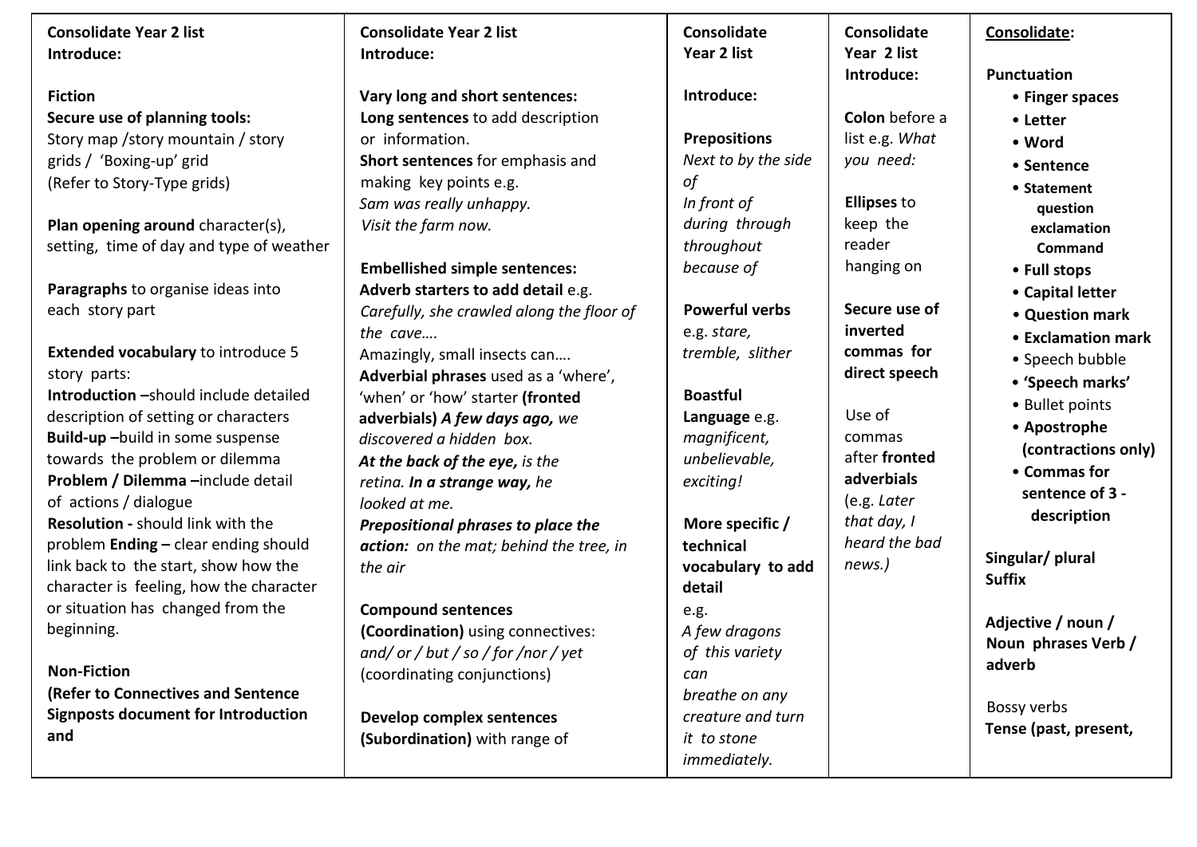| Consolidate Year 2 list<br>Introduce: | Consolidate Year 2 list<br>Introduce: | Consolidate Year 2 list<br><br>Introduce: | Consolidate Year 2 list<br>Introduce: | Consolidate: |
|---|---|---|---|---|
| **Fiction**<br>**Secure use of planning tools:**<br>Story map /story mountain / story grids / 'Boxing-up' grid<br>(Refer to Story-Type grids)<br><br>**Plan opening around** character(s), setting, time of day and type of weather<br><br>**Paragraphs** to organise ideas into each story part<br><br>**Extended vocabulary** to introduce 5 story parts:<br>**Introduction –**should include detailed description of setting or characters<br>**Build-up –**build in some suspense towards the problem or dilemma<br>**Problem / Dilemma –**include detail of actions / dialogue<br>**Resolution -** should link with the problem **Ending –** clear ending should link back to the start, show how the character is feeling, how the character or situation has changed from the beginning.<br><br>**Non-Fiction**<br>**(Refer to Connectives and Sentence Signposts document for Introduction and** | **Vary long and short sentences:**<br>**Long sentences** to add description or information.<br>**Short sentences** for emphasis and making key points e.g.<br>*Sam was really unhappy.*<br>*Visit the farm now.*<br><br>**Embellished simple sentences:**<br>**Adverb starters to add detail** e.g.<br>*Carefully, she crawled along the floor of the cave….*<br>Amazingly, small insects can….<br>**Adverbial phrases** used as a 'where', 'when' or 'how' starter **(fronted adverbials)** ***A few days ago,*** *we discovered a hidden box.*<br>***At the back of the eye,*** *is the retina.* ***In a strange way,*** *he looked at me.*<br>***Prepositional phrases to place the action:*** *on the mat; behind the tree, in the air*<br><br>**Compound sentences (Coordination)** using connectives:<br>*and/ or / but / so / for /nor / yet*<br>(coordinating conjunctions)<br><br>**Develop complex sentences (Subordination)** with range of | **Prepositions**<br>*Next to by the side of*<br>*In front of*<br>*during through*<br>*throughout*<br>*because of*<br><br>**Powerful verbs** e.g. *stare, tremble, slither*<br><br>**Boastful Language** e.g.<br>*magnificent, unbelievable, exciting!*<br><br>**More specific / technical vocabulary to add detail**<br>e.g.<br>*A few dragons of this variety can breathe on any creature and turn it to stone immediately.* | **Colon** before a list e.g. *What you need:*<br><br>**Ellipses** to keep the reader hanging on<br><br>**Secure use of inverted commas for direct speech**<br><br>Use of commas after **fronted adverbials** (e.g. *Later that day, I heard the bad news.)* | **Punctuation**<br>• **Finger spaces**<br>• **Letter**<br>• **Word**<br>• **Sentence**<br>• **Statement question exclamation Command**<br>• **Full stops**<br>• **Capital letter**<br>• **Question mark**<br>• **Exclamation mark**<br>• Speech bubble<br>• **'Speech marks'**<br>• Bullet points<br>• **Apostrophe (contractions only)**<br>• **Commas for sentence of 3 - description**<br><br>**Singular/ plural**<br>**Suffix**<br><br>**Adjective / noun / Noun phrases Verb / adverb**<br><br>Bossy verbs<br>**Tense (past, present,** |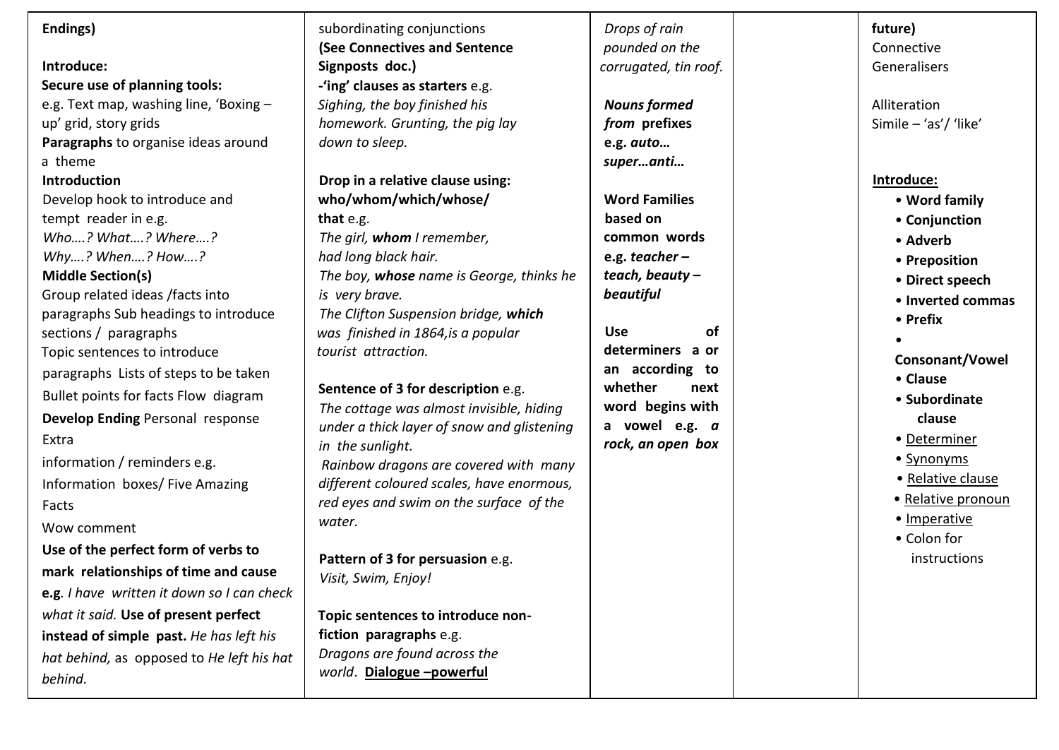| | | | | |
|---|---|---|---|---|
| **Endings)**<br><br>**Introduce:**<br>**Secure use of planning tools:**<br>e.g. Text map, washing line, 'Boxing – up' grid, story grids<br>**Paragraphs** to organise ideas around a theme<br>**Introduction**<br>Develop hook to introduce and tempt reader in e.g.<br>*Who….? What….? Where….? Why….? When….? How….?*<br>**Middle Section(s)**<br>Group related ideas /facts into paragraphs Sub headings to introduce sections / paragraphs<br>Topic sentences to introduce paragraphs Lists of steps to be taken<br>Bullet points for facts Flow diagram<br>**Develop Ending** Personal response<br>Extra<br>information / reminders e.g.<br>Information boxes/ Five Amazing Facts<br>Wow comment<br>**Use of the perfect form of verbs to mark relationships of time and cause e.g**. *I have written it down so I can check what it said.* **Use of present perfect instead of simple past.** *He has left his hat behind,* as opposed to *He left his hat behind.* | subordinating conjunctions<br>**(See Connectives and Sentence Signposts doc.)**<br>**-'ing' clauses as starters** e.g.<br>*Sighing, the boy finished his homework. Grunting, the pig lay down to sleep.*<br><br>**Drop in a relative clause using: who/whom/which/whose/ that** e.g.<br>*The girl, **whom** I remember, had long black hair.*<br>*The boy, **whose** name is George, thinks he is very brave.*<br>*The Clifton Suspension bridge, **which** was finished in 1864,is a popular tourist attraction.*<br><br>**Sentence of 3 for description** e.g.<br>*The cottage was almost invisible, hiding under a thick layer of snow and glistening in the sunlight.*<br>*Rainbow dragons are covered with many different coloured scales, have enormous, red eyes and swim on the surface of the water.*<br><br>**Pattern of 3 for persuasion** e.g.<br>*Visit, Swim, Enjoy!*<br><br>**Topic sentences to introduce non-fiction paragraphs** e.g.<br>*Dragons are found across the world*. <u>**Dialogue –powerful**</u> | *Drops of rain pounded on the corrugated, tin roof.*<br><br>***Nouns formed from* prefixes e.g. *auto… super…anti…***<br><br>**Word Families based on common words e.g. *teacher – teach, beauty – beautiful***<br><br>**Use of determiners a or an according to whether next word begins with a vowel e.g. *a rock, an open box*** | | **future)**<br>Connective<br>Generalisers<br><br>Alliteration<br>Simile – 'as'/ 'like'<br><br><u>**Introduce:**</u><br>• **Word family**<br>• **Conjunction**<br>• **Adverb**<br>• **Preposition**<br>• **Direct speech**<br>• **Inverted commas**<br>• **Prefix**<br>• **Consonant/Vowel**<br>• **Clause**<br>• **Subordinate clause**<br>• <u>Determiner</u><br>• <u>Synonyms</u><br>• <u>Relative clause</u><br>• <u>Relative pronoun</u><br>• <u>Imperative</u><br>• Colon for instructions |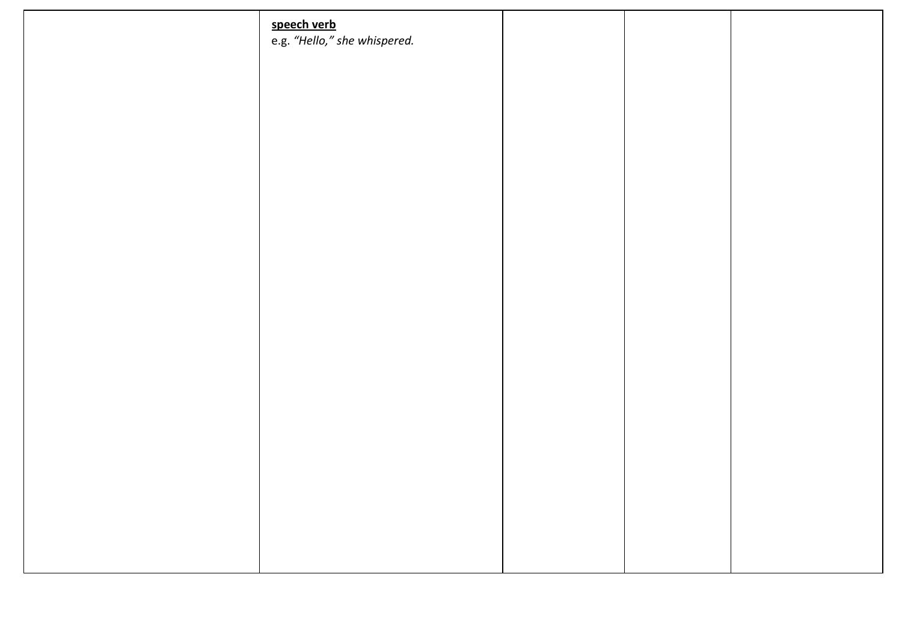|  | **speech verb**<br>e.g. *"Hello," she whispered.* |  |  |  |
|---|---|---|---|---|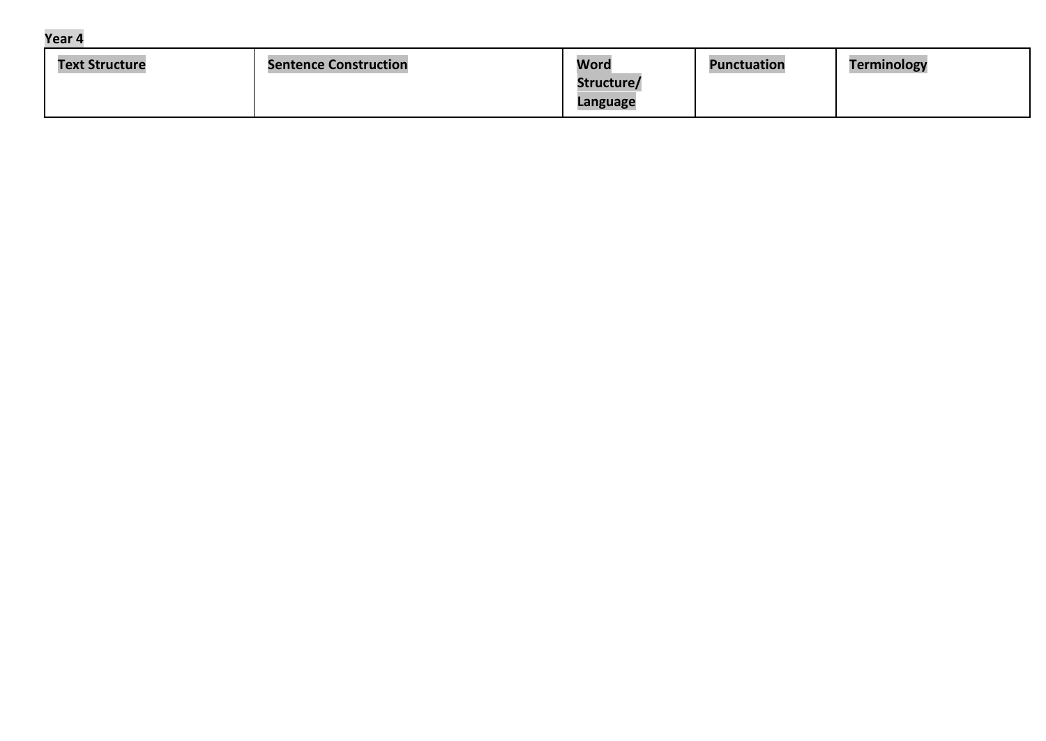**Year 4**

| Text Structure | Sentence Construction | Word Structure/ Language | Punctuation | Terminology |
|---|---|---|---|---|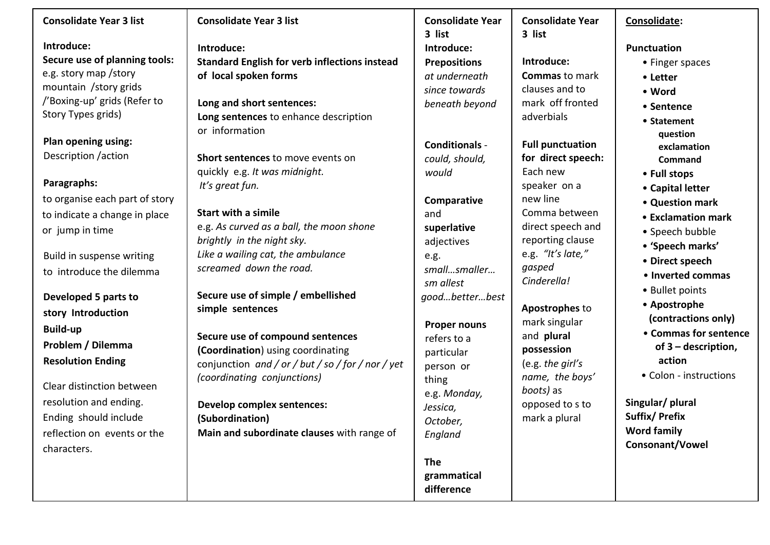| Consolidate Year 3 list | Consolidate Year 3 list | Consolidate Year 3 list | Consolidate Year 3 list | Consolidate: |
|---|---|---|---|---|
| **Introduce:**<br>**Secure use of planning tools:** e.g. story map /story mountain /story grids /'Boxing-up' grids (Refer to Story Types grids)<br><br>**Plan opening using:** Description /action<br><br>**Paragraphs:** to organise each part of story to indicate a change in place or jump in time<br><br>Build in suspense writing to introduce the dilemma<br><br>**Developed 5 parts to story Introduction Build-up Problem / Dilemma Resolution Ending**<br><br>Clear distinction between resolution and ending. Ending should include reflection on events or the characters. | **Introduce:**<br>**Standard English for verb inflections instead of local spoken forms**<br><br>**Long and short sentences:**<br>**Long sentences** to enhance description or information<br><br>**Short sentences** to move events on quickly e.g. *It was midnight. It's great fun.*<br><br>**Start with a simile**<br>e.g. *As curved as a ball, the moon shone brightly in the night sky.*<br>*Like a wailing cat, the ambulance screamed down the road.*<br><br>**Secure use of simple / embellished simple sentences**<br><br>**Secure use of compound sentences (Coordination)** using coordinating conjunction *and / or / but / so / for / nor / yet (coordinating conjunctions)*<br><br>**Develop complex sentences: (Subordination)**<br>**Main and subordinate clauses** with range of | **Introduce:**<br>**Prepositions**<br>*at underneath since towards beneath beyond*<br><br>**Conditionals** - *could, should, would*<br><br>**Comparative** and **superlative** adjectives e.g. *small…smaller…smallest good…better…best*<br><br>**Proper nouns** refers to a particular person or thing e.g. *Monday, Jessica, October, England*<br><br>**The grammatical difference** | **Introduce:**<br>**Commas** to mark clauses and to mark off fronted adverbials<br><br>**Full punctuation for direct speech:**<br>Each new speaker on a new line<br>Comma between direct speech and reporting clause e.g. *"It's late," gasped Cinderella!*<br><br>**Apostrophes** to mark singular and **plural possession** (e.g. *the girl's name, the boys' boots)* as opposed to s to mark a plural | **Punctuation**<br>• Finger spaces<br>• **Letter**<br>• **Word**<br>• **Sentence**<br>• **Statement question exclamation Command**<br>• **Full stops**<br>• **Capital letter**<br>• **Question mark**<br>• **Exclamation mark**<br>• Speech bubble<br>• **'Speech marks'**<br>• **Direct speech**<br>• **Inverted commas**<br>• Bullet points<br>• **Apostrophe (contractions only)**<br>• **Commas for sentence of 3 – description, action**<br>• Colon - instructions<br><br>**Singular/ plural**<br>**Suffix/ Prefix**<br>**Word family**<br>**Consonant/Vowel** |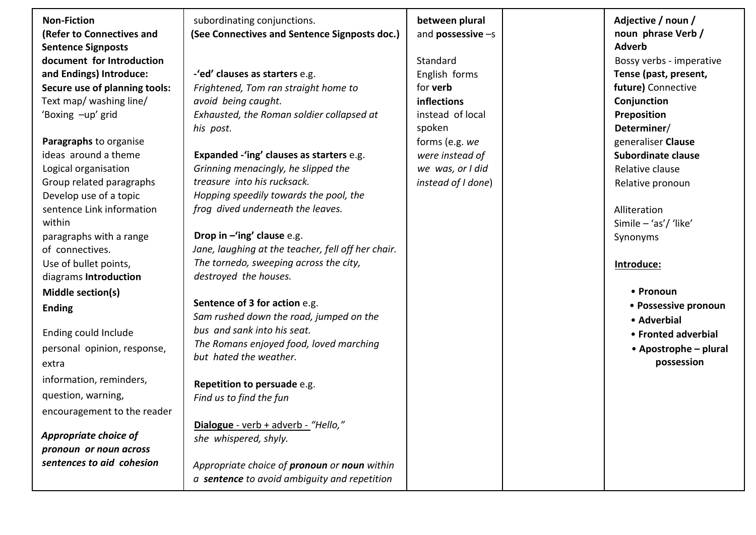| | | | | |
|---|---|---|---|---|
| **Non-Fiction**<br>**(Refer to Connectives and Sentence Signposts document for Introduction and Endings) Introduce:**<br>**Secure use of planning tools:** Text map/ washing line/ 'Boxing –up' grid<br><br>**Paragraphs** to organise ideas around a theme<br>Logical organisation<br>Group related paragraphs<br>Develop use of a topic sentence Link information within paragraphs with a range of connectives.<br>Use of bullet points, diagrams **Introduction**<br>**Middle section(s)**<br>**Ending**<br><br>Ending could Include personal opinion, response, extra information, reminders, question, warning, encouragement to the reader<br><br>***Appropriate choice of pronoun or noun across sentences to aid cohesion*** | subordinating conjunctions.<br>**(See Connectives and Sentence Signposts doc.)**<br><br>**-'ed' clauses as starters** e.g.<br>*Frightened, Tom ran straight home to avoid being caught.*<br>*Exhausted, the Roman soldier collapsed at his post.*<br><br>**Expanded -'ing' clauses as starters** e.g.<br>*Grinning menacingly, he slipped the treasure into his rucksack.*<br>*Hopping speedily towards the pool, the frog dived underneath the leaves.*<br><br>**Drop in –'ing' clause** e.g.<br>*Jane, laughing at the teacher, fell off her chair.*<br>*The tornedo, sweeping across the city, destroyed the houses.*<br><br>**Sentence of 3 for action** e.g.<br>*Sam rushed down the road, jumped on the bus and sank into his seat.*<br>*The Romans enjoyed food, loved marching but hated the weather.*<br><br>**Repetition to persuade** e.g.<br>*Find us to find the fun*<br><br><u>**Dialogue** - verb + adverb -</u> *"Hello," she whispered, shyly.*<br><br>*Appropriate choice of **pronoun** or **noun** within a **sentence** to avoid ambiguity and repetition* | **between plural** and **possessive** –s<br><br>Standard English forms for **verb inflections** instead of local spoken forms (e.g. *we were instead of we was, or I did instead of I done*) | | **Adjective / noun / noun phrase Verb / Adverb**<br>Bossy verbs - imperative<br>**Tense (past, present, future)** Connective<br>**Conjunction**<br>**Preposition**<br>**Determiner**/ generaliser **Clause**<br>**Subordinate clause**<br>Relative clause<br>Relative pronoun<br><br>Alliteration<br>Simile – 'as'/ 'like'<br>Synonyms<br><br><u>**Introduce:**</u><br>• **Pronoun**<br>• **Possessive pronoun**<br>• **Adverbial**<br>• **Fronted adverbial**<br>• **Apostrophe – plural possession** |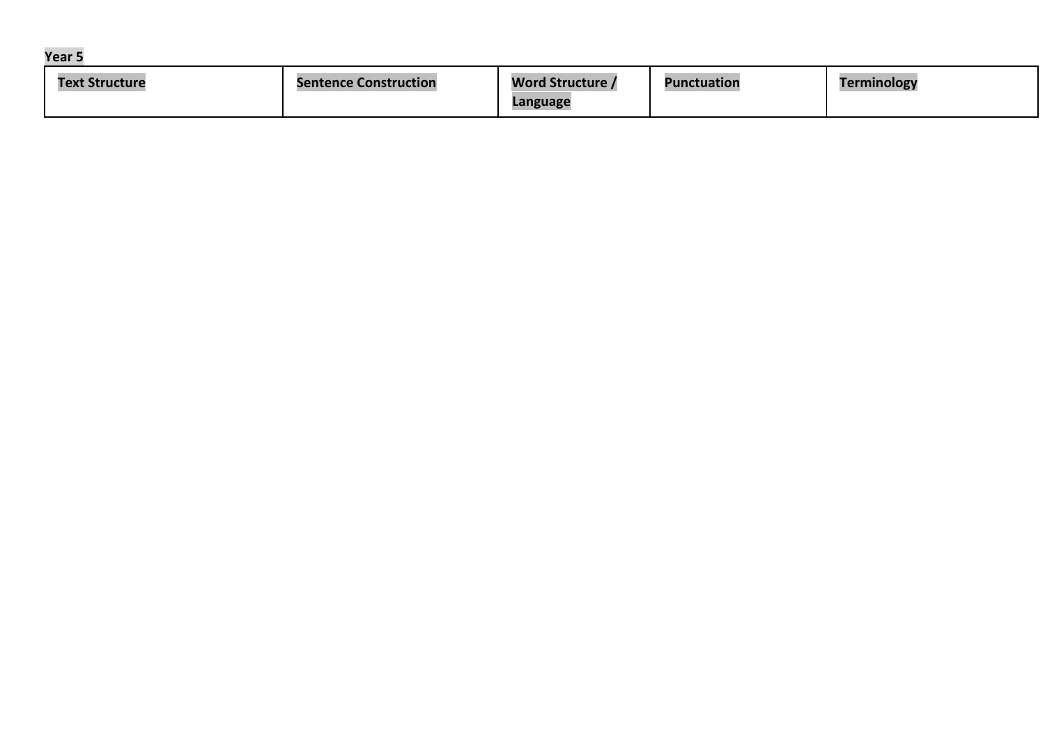**Year 5**

| **Text Structure** | **Sentence Construction** | **Word Structure / Language** | **Punctuation** | **Terminology** |
| --- | --- | --- | --- | --- |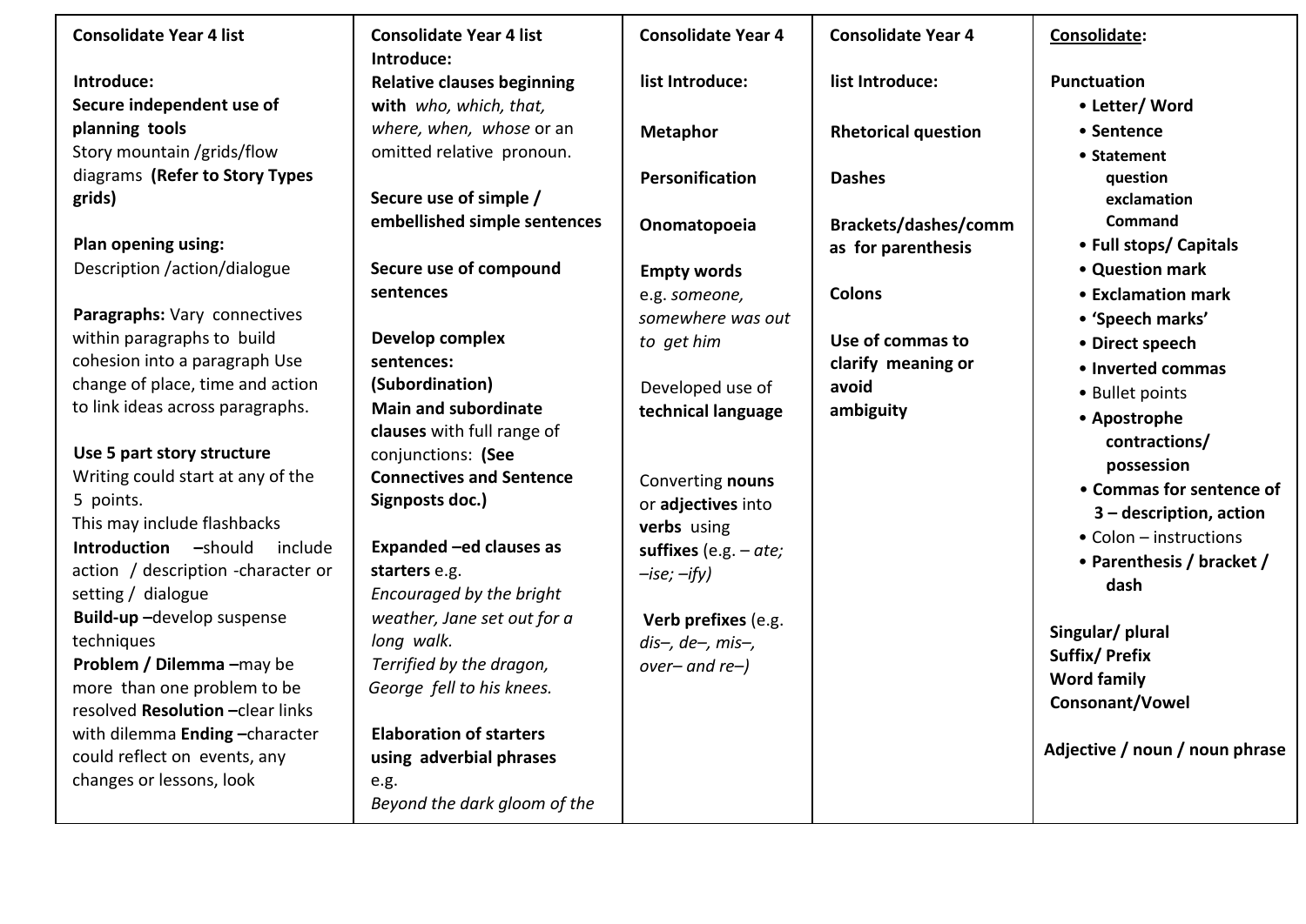| **Consolidate Year 4 list**<br><br>**Introduce:**<br>**Secure independent use of planning tools**<br>Story mountain /grids/flow diagrams **(Refer to Story Types grids)**<br><br>**Plan opening using:**<br>Description /action/dialogue<br><br>**Paragraphs:** Vary connectives within paragraphs to build cohesion into a paragraph Use change of place, time and action to link ideas across paragraphs.<br><br>**Use 5 part story structure**<br>Writing could start at any of the 5 points.<br>This may include flashbacks<br>**Introduction –**should include action / description -character or setting / dialogue<br>**Build-up –**develop suspense techniques<br>**Problem / Dilemma –**may be more than one problem to be resolved **Resolution –**clear links with dilemma **Ending –**character could reflect on events, any changes or lessons, look | **Consolidate Year 4 list**<br>**Introduce:**<br>**Relative clauses beginning with** *who, which, that, where, when, whose* or an omitted relative pronoun.<br><br>**Secure use of simple / embellished simple sentences**<br><br>**Secure use of compound sentences**<br><br>**Develop complex sentences: (Subordination)**<br>**Main and subordinate clauses** with full range of conjunctions: **(See Connectives and Sentence Signposts doc.)**<br><br>**Expanded –ed clauses as starters** e.g.<br>*Encouraged by the bright weather, Jane set out for a long walk.*<br>*Terrified by the dragon, George fell to his knees.*<br><br>**Elaboration of starters using adverbial phrases**<br>e.g.<br>*Beyond the dark gloom of the* | **Consolidate Year 4**<br><br>**list Introduce:**<br><br>**Metaphor**<br><br>**Personification**<br><br>**Onomatopoeia**<br><br>**Empty words**<br>e.g. *someone, somewhere was out to get him*<br><br>Developed use of **technical language**<br><br>Converting **nouns** or **adjectives** into **verbs** using **suffixes** (e.g. *– ate; –ise; –ify)*<br><br>**Verb prefixes** (e.g. *dis–, de–, mis–, over– and re–)* | **Consolidate Year 4**<br><br>**list Introduce:**<br><br>**Rhetorical question**<br><br>**Dashes**<br><br>**Brackets/dashes/commas for parenthesis**<br><br>**Colons**<br><br>**Use of commas to clarify meaning or avoid ambiguity** | **Consolidate:**<br><br>**Punctuation**<br>• **Letter/ Word**<br>• **Sentence**<br>• **Statement question exclamation Command**<br>• **Full stops/ Capitals**<br>• **Question mark**<br>• **Exclamation mark**<br>• **'Speech marks'**<br>• **Direct speech**<br>• **Inverted commas**<br>• Bullet points<br>• **Apostrophe contractions/ possession**<br>• **Commas for sentence of 3 – description, action**<br>• Colon – instructions<br>• **Parenthesis / bracket / dash**<br><br>**Singular/ plural**<br>**Suffix/ Prefix**<br>**Word family**<br>**Consonant/Vowel**<br><br>**Adjective / noun / noun phrase** |
|---|---|---|---|---|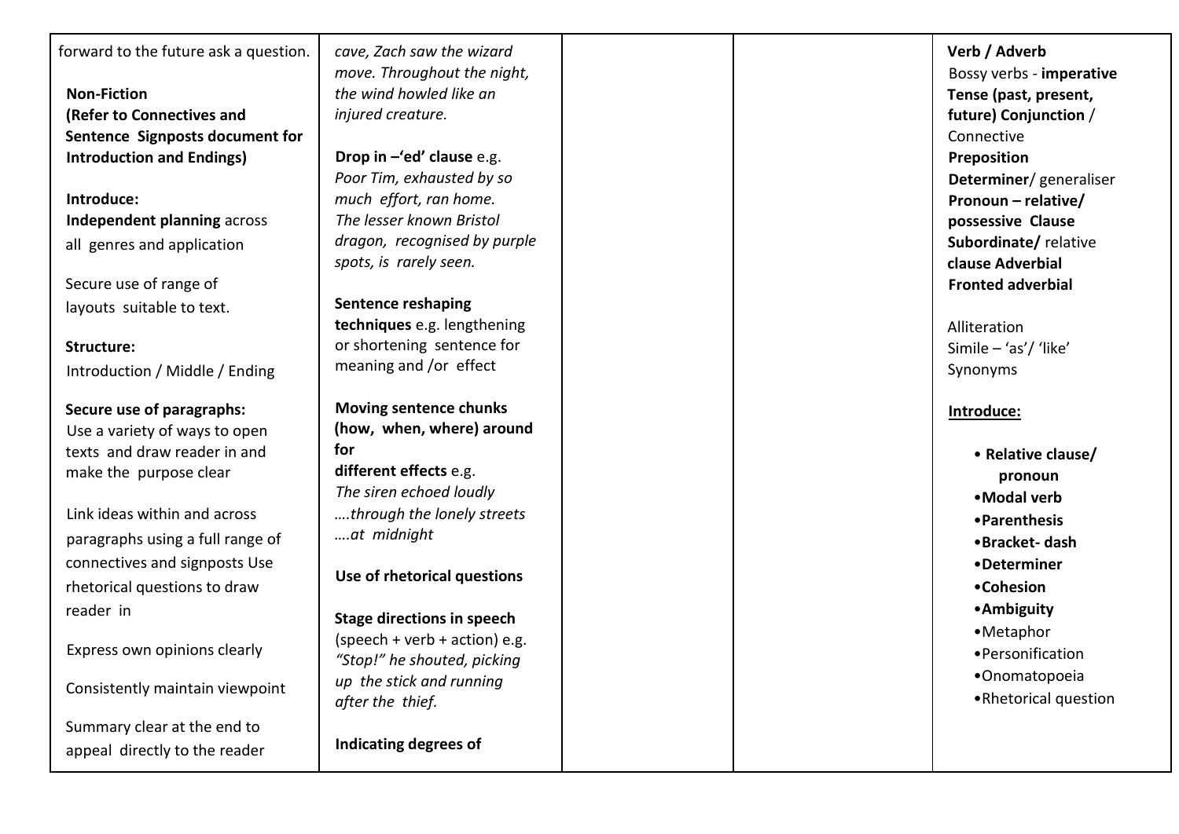| | | | | |
|---|---|---|---|---|
| forward to the future ask a question.<br><br>**Non-Fiction**<br>**(Refer to Connectives and Sentence Signposts document for Introduction and Endings)**<br><br>**Introduce:**<br>**Independent planning** across all genres and application<br><br>Secure use of range of layouts suitable to text.<br><br>**Structure:**<br>Introduction / Middle / Ending<br><br>**Secure use of paragraphs:**<br>Use a variety of ways to open texts and draw reader in and make the purpose clear<br><br>Link ideas within and across paragraphs using a full range of connectives and signposts Use rhetorical questions to draw reader in<br><br>Express own opinions clearly<br><br>Consistently maintain viewpoint<br><br>Summary clear at the end to appeal directly to the reader | *cave, Zach saw the wizard move. Throughout the night, the wind howled like an injured creature.*<br><br>**Drop in –'ed' clause** e.g. *Poor Tim, exhausted by so much effort, ran home. The lesser known Bristol dragon, recognised by purple spots, is rarely seen.*<br><br>**Sentence reshaping techniques** e.g. lengthening or shortening sentence for meaning and /or effect<br><br>**Moving sentence chunks (how, when, where) around for different effects** e.g. *The siren echoed loudly ….through the lonely streets ….at midnight*<br><br>**Use of rhetorical questions**<br><br>**Stage directions in speech** (speech + verb + action) e.g. *"Stop!" he shouted, picking up the stick and running after the thief.*<br><br>**Indicating degrees of** | | | **Verb / Adverb**<br>Bossy verbs - **imperative**<br>**Tense (past, present, future) Conjunction** / Connective<br>**Preposition**<br>**Determiner**/ generaliser<br>**Pronoun – relative/ possessive Clause**<br>**Subordinate/** relative **clause Adverbial**<br>**Fronted adverbial**<br><br>Alliteration<br>Simile – 'as'/ 'like'<br>Synonyms<br><br>**Introduce:**<br>• **Relative clause/ pronoun**<br>• **Modal verb**<br>• **Parenthesis**<br>• **Bracket- dash**<br>• **Determiner**<br>• **Cohesion**<br>• **Ambiguity**<br>• Metaphor<br>• Personification<br>• Onomatopoeia<br>• Rhetorical question |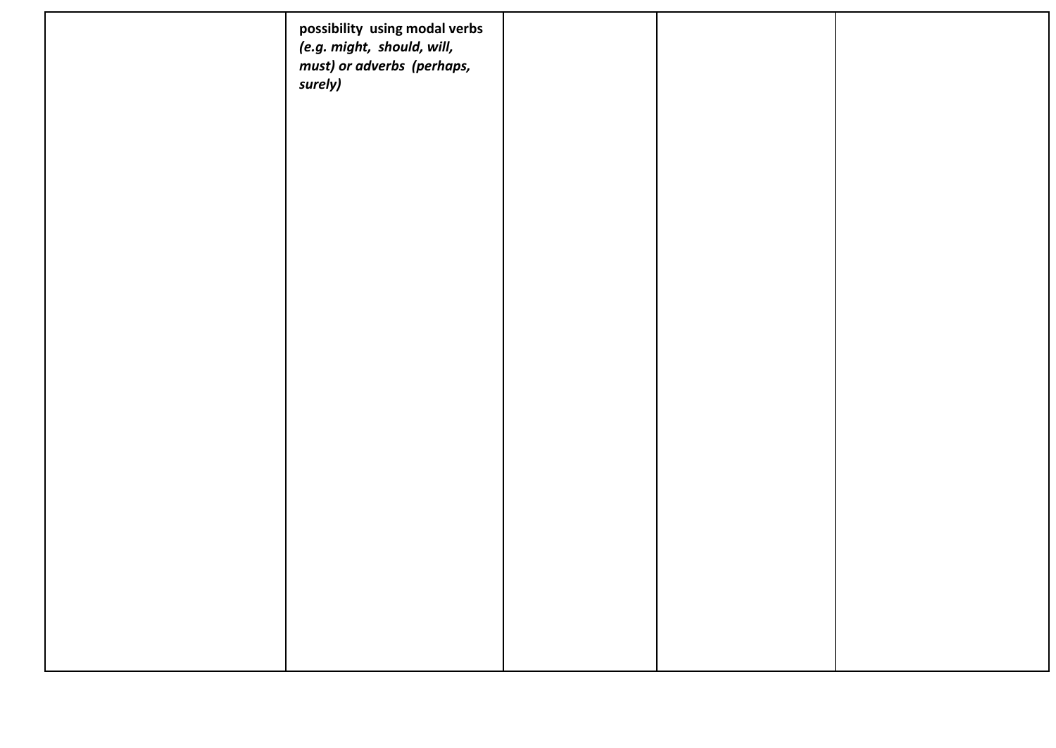|  | **possibility using modal verbs** ***(e.g. might, should, will, must) or adverbs (perhaps, surely)*** |  |  |  |
| --- | --- | --- | --- | --- |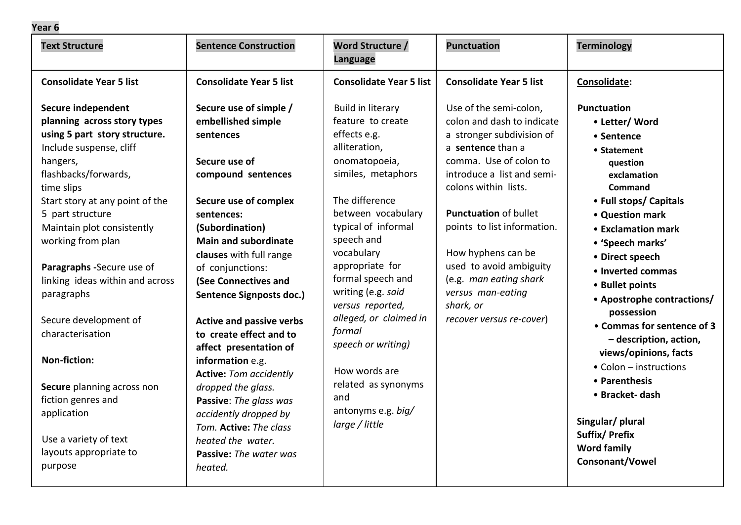**Year 6**

| **Text Structure** | **Sentence Construction** | **Word Structure / Language** | **Punctuation** | **Terminology** |
| --- | --- | --- | --- | --- |
| **Consolidate Year 5 list**<br><br>**Secure independent planning across story types using 5 part story structure.**<br>Include suspense, cliff hangers, flashbacks/forwards, time slips<br>Start story at any point of the 5 part structure<br>Maintain plot consistently working from plan<br><br>**Paragraphs -**Secure use of linking ideas within and across paragraphs<br><br>Secure development of characterisation<br><br>**Non-fiction:**<br><br>**Secure** planning across non fiction genres and application<br><br>Use a variety of text layouts appropriate to purpose | **Consolidate Year 5 list**<br><br>**Secure use of simple / embellished simple sentences**<br><br>**Secure use of compound sentences**<br><br>**Secure use of complex sentences: (Subordination)**<br>**Main and subordinate clauses** with full range of conjunctions:<br>**(See Connectives and Sentence Signposts doc.)**<br><br>**Active and passive verbs to create effect and to affect presentation of information** e.g.<br>**Active:** *Tom accidently dropped the glass.*<br>**Passive**: *The glass was accidently dropped by Tom.* **Active:** *The class heated the water.*<br>**Passive:** *The water was heated.* | **Consolidate Year 5 list**<br><br>Build in literary feature to create effects e.g. alliteration, onomatopoeia, similes, metaphors<br><br>The difference between vocabulary typical of informal speech and vocabulary appropriate for formal speech and writing (e.g. *said versus reported, alleged, or claimed in formal speech or writing)*<br><br>How words are related as synonyms and antonyms e.g. *big/ large / little* | **Consolidate Year 5 list**<br><br>Use of the semi-colon, colon and dash to indicate a stronger subdivision of a **sentence** than a comma. Use of colon to introduce a list and semi-colons within lists.<br><br>**Punctuation** of bullet points to list information.<br><br>How hyphens can be used to avoid ambiguity (e.g. *man eating shark versus man-eating shark, or recover versus re-cover*) | **Consolidate:**<br><br>**Punctuation**<br>• **Letter/ Word**<br>• **Sentence**<br>• **Statement question exclamation Command**<br>• **Full stops/ Capitals**<br>• **Question mark**<br>• **Exclamation mark**<br>• **'Speech marks'**<br>• **Direct speech**<br>• **Inverted commas**<br>• **Bullet points**<br>• **Apostrophe contractions/ possession**<br>• **Commas for sentence of 3 – description, action, views/opinions, facts**<br>• Colon – instructions<br>• **Parenthesis**<br>• **Bracket- dash**<br><br>**Singular/ plural**<br>**Suffix/ Prefix**<br>**Word family**<br>**Consonant/Vowel** |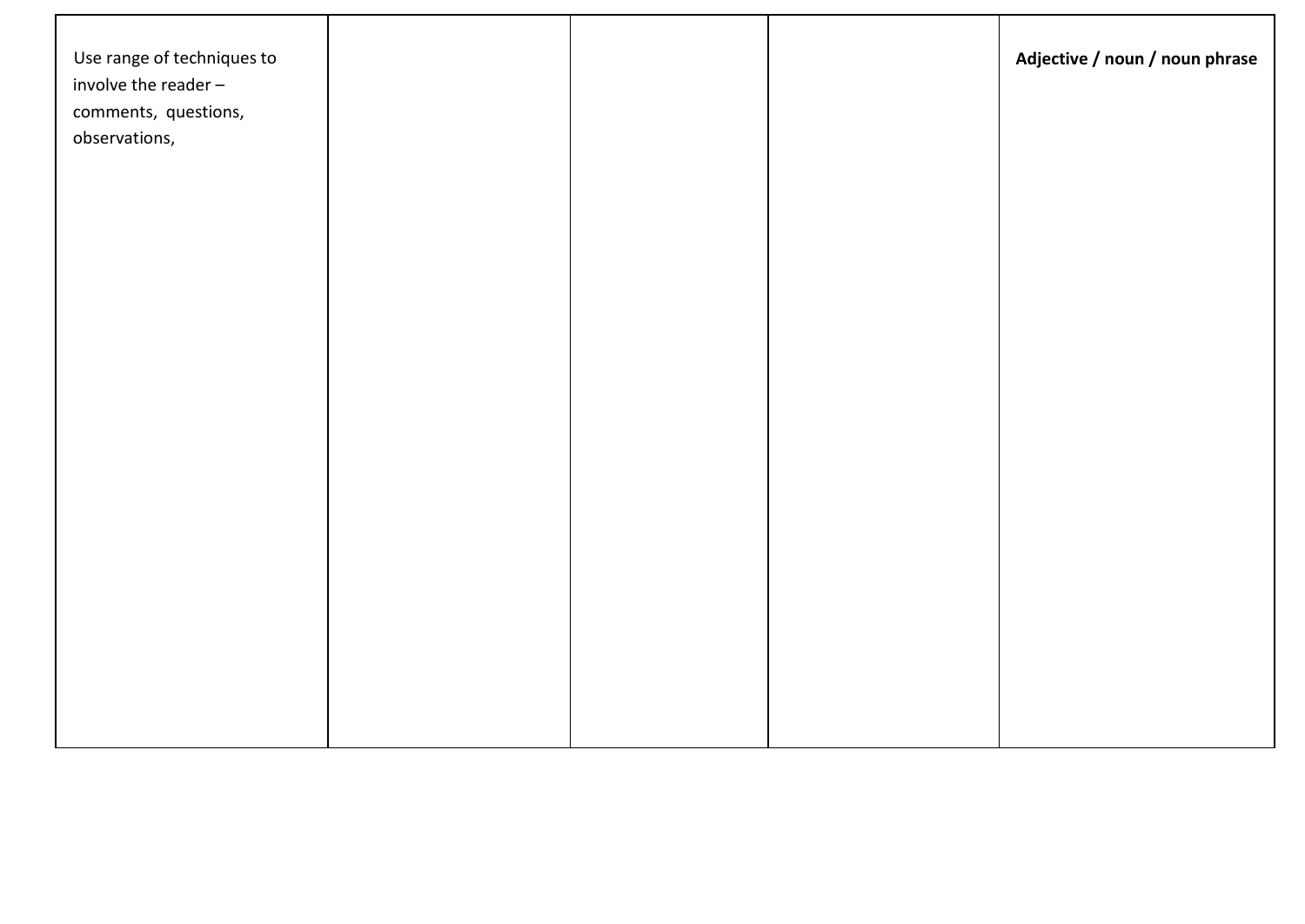| | | | | |
|---|---|---|---|---|
| Use range of techniques to involve the reader – comments, questions, observations, | | | | **Adjective / noun / noun phrase** |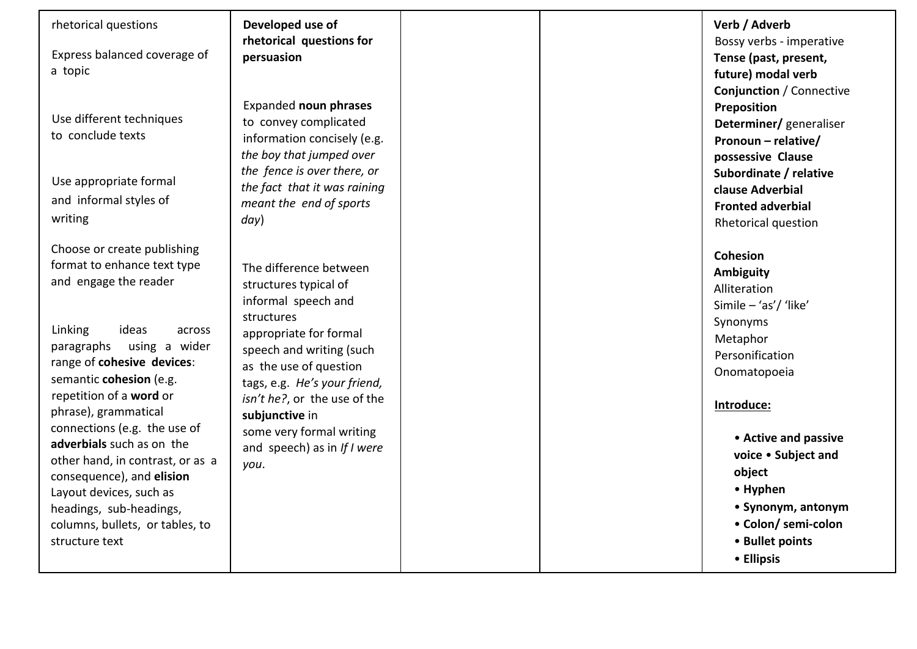| | | | | |
|---|---|---|---|---|
| rhetorical questions<br><br>Express balanced coverage of a topic<br><br>Use different techniques to conclude texts<br><br>Use appropriate formal and informal styles of writing<br><br>Choose or create publishing format to enhance text type and engage the reader<br><br>Linking ideas across paragraphs using a wider range of **cohesive devices**: semantic **cohesion** (e.g. repetition of a **word** or phrase), grammatical connections (e.g. the use of **adverbials** such as on the other hand, in contrast, or as a consequence), and **elision**<br>Layout devices, such as headings, sub-headings, columns, bullets, or tables, to structure text | **Developed use of rhetorical questions for persuasion**<br><br>Expanded **noun phrases** to convey complicated information concisely (e.g. *the boy that jumped over the fence is over there, or the fact that it was raining meant the end of sports day*)<br><br>The difference between structures typical of informal speech and structures appropriate for formal speech and writing (such as the use of question tags, e.g. *He's your friend, isn't he?*, or the use of the **subjunctive** in some very formal writing and speech) as in *If I were you*. | | | **Verb / Adverb**<br>Bossy verbs - imperative<br>**Tense (past, present, future) modal verb**<br>**Conjunction** / Connective<br>**Preposition**<br>**Determiner/** generaliser<br>**Pronoun – relative/ possessive Clause**<br>**Subordinate / relative clause Adverbial**<br>**Fronted adverbial**<br>Rhetorical question<br><br>**Cohesion**<br>**Ambiguity**<br>Alliteration<br>Simile – 'as'/ 'like'<br>Synonyms<br>Metaphor<br>Personification<br>Onomatopoeia<br><br>**<u>Introduce:</u>**<br><br>• **Active and passive voice** • **Subject and object**<br>• **Hyphen**<br>• **Synonym, antonym**<br>• **Colon/ semi-colon**<br>• **Bullet points**<br>• **Ellipsis** |